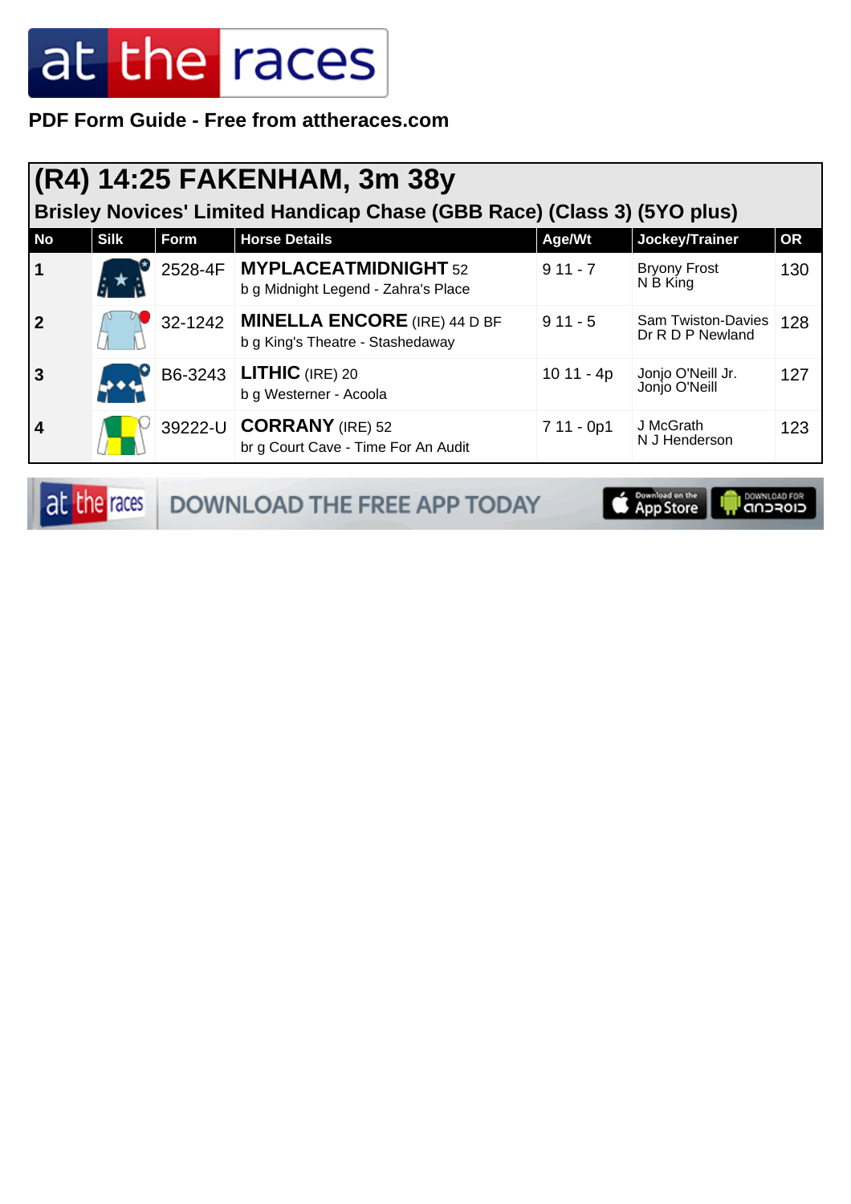PDF Form Guide - Free from attheraces.com

# (R4) 14:25 FAKENHAM, 3m 38y

## Brisley Novices' Limited Handicap Chase (GBB Race) (Class 3) (5YO plus)

| No | Silk | Form | Horse Details | Age/Wt | Jockey/Trainer | OR |
|---|---|---|---|---|---|---|
| 1 | | 2528-4F | **MYPLACEATMIDNIGHT** 52<br>b g Midnight Legend - Zahra's Place | 9 11 - 7 | Bryony Frost<br>N B King | 130 |
| 2 | | 32-1242 | **MINELLA ENCORE** (IRE) 44 D BF<br>b g King's Theatre - Stashedaway | 9 11 - 5 | Sam Twiston-Davies<br>Dr R D P Newland | 128 |
| 3 | | B6-3243 | **LITHIC** (IRE) 20<br>b g Westerner - Acoola | 10 11 - 4p | Jonjo O'Neill Jr.<br>Jonjo O'Neill | 127 |
| 4 | | 39222-U | **CORRANY** (IRE) 52<br>br g Court Cave - Time For An Audit | 7 11 - 0p1 | J McGrath<br>N J Henderson | 123 |

DOWNLOAD THE FREE APP TODAY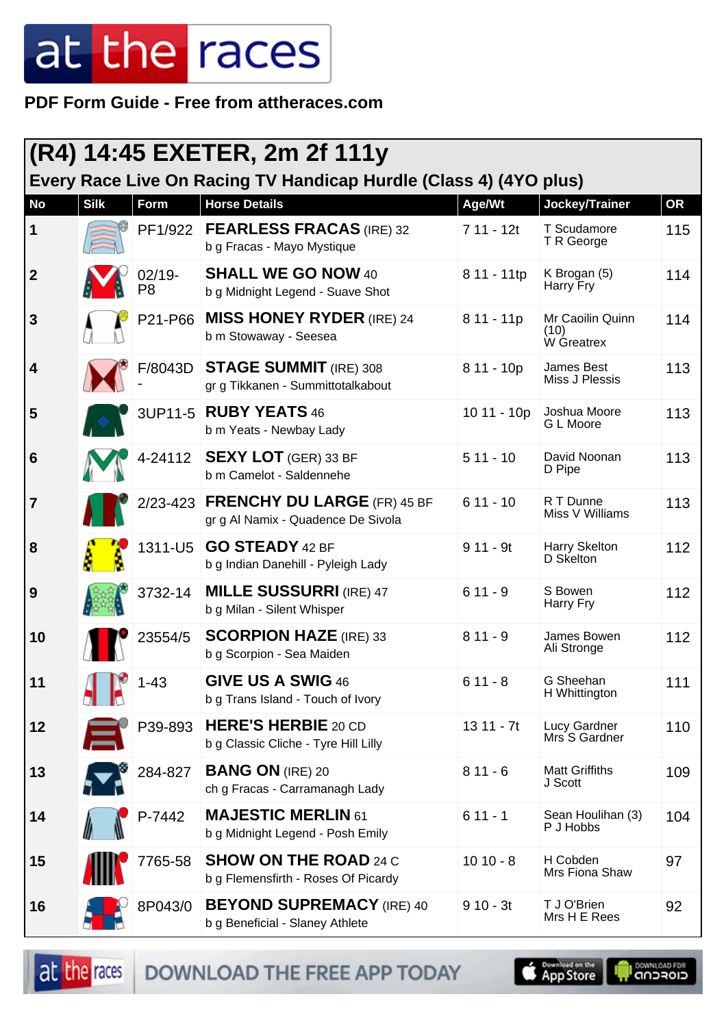# (R4) 14:45 EXETER, 2m 2f 111y

## Every Race Live On Racing TV Handicap Hurdle (Class 4) (4YO plus)

| No | Silk | Form | Horse Details | Age/Wt | Jockey/Trainer | OR |
|---|---|---|---|---|---|---|
| 1 | | PF1/922 | **FEARLESS FRACAS** (IRE) 32<br>b g Fracas - Mayo Mystique | 7 11 - 12t | T Scudamore<br>T R George | 115 |
| 2 | | 02/19-P8 | **SHALL WE GO NOW** 40<br>b g Midnight Legend - Suave Shot | 8 11 - 11tp | K Brogan (5)<br>Harry Fry | 114 |
| 3 | | P21-P66 | **MISS HONEY RYDER** (IRE) 24<br>b m Stowaway - Seesea | 8 11 - 11p | Mr Caoilin Quinn (10)<br>W Greatrex | 114 |
| 4 | | F/8043D- | **STAGE SUMMIT** (IRE) 308<br>gr g Tikkanen - Summittotalkabout | 8 11 - 10p | James Best<br>Miss J Plessis | 113 |
| 5 | | 3UP11-5 | **RUBY YEATS** 46<br>b m Yeats - Newbay Lady | 10 11 - 10p | Joshua Moore<br>G L Moore | 113 |
| 6 | | 4-24112 | **SEXY LOT** (GER) 33 BF<br>b m Camelot - Saldennehe | 5 11 - 10 | David Noonan<br>D Pipe | 113 |
| 7 | | 2/23-423 | **FRENCHY DU LARGE** (FR) 45 BF<br>gr g Al Namix - Quadence De Sivola | 6 11 - 10 | R T Dunne<br>Miss V Williams | 113 |
| 8 | | 1311-U5 | **GO STEADY** 42 BF<br>b g Indian Danehill - Pyleigh Lady | 9 11 - 9t | Harry Skelton<br>D Skelton | 112 |
| 9 | | 3732-14 | **MILLE SUSSURRI** (IRE) 47<br>b g Milan - Silent Whisper | 6 11 - 9 | S Bowen<br>Harry Fry | 112 |
| 10 | | 23554/5 | **SCORPION HAZE** (IRE) 33<br>b g Scorpion - Sea Maiden | 8 11 - 9 | James Bowen<br>Ali Stronge | 112 |
| 11 | | 1-43 | **GIVE US A SWIG** 46<br>b g Trans Island - Touch of Ivory | 6 11 - 8 | G Sheehan<br>H Whittington | 111 |
| 12 | | P39-893 | **HERE'S HERBIE** 20 CD<br>b g Classic Cliche - Tyre Hill Lilly | 13 11 - 7t | Lucy Gardner<br>Mrs S Gardner | 110 |
| 13 | | 284-827 | **BANG ON** (IRE) 20<br>ch g Fracas - Carramanagh Lady | 8 11 - 6 | Matt Griffiths<br>J Scott | 109 |
| 14 | | P-7442 | **MAJESTIC MERLIN** 61<br>b g Midnight Legend - Posh Emily | 6 11 - 1 | Sean Houlihan (3)<br>P J Hobbs | 104 |
| 15 | | 7765-58 | **SHOW ON THE ROAD** 24 C<br>b g Flemensfirth - Roses Of Picardy | 10 10 - 8 | H Cobden<br>Mrs Fiona Shaw | 97 |
| 16 | | 8P043/0 | **BEYOND SUPREMACY** (IRE) 40<br>b g Beneficial - Slaney Athlete | 9 10 - 3t | T J O'Brien<br>Mrs H E Rees | 92 |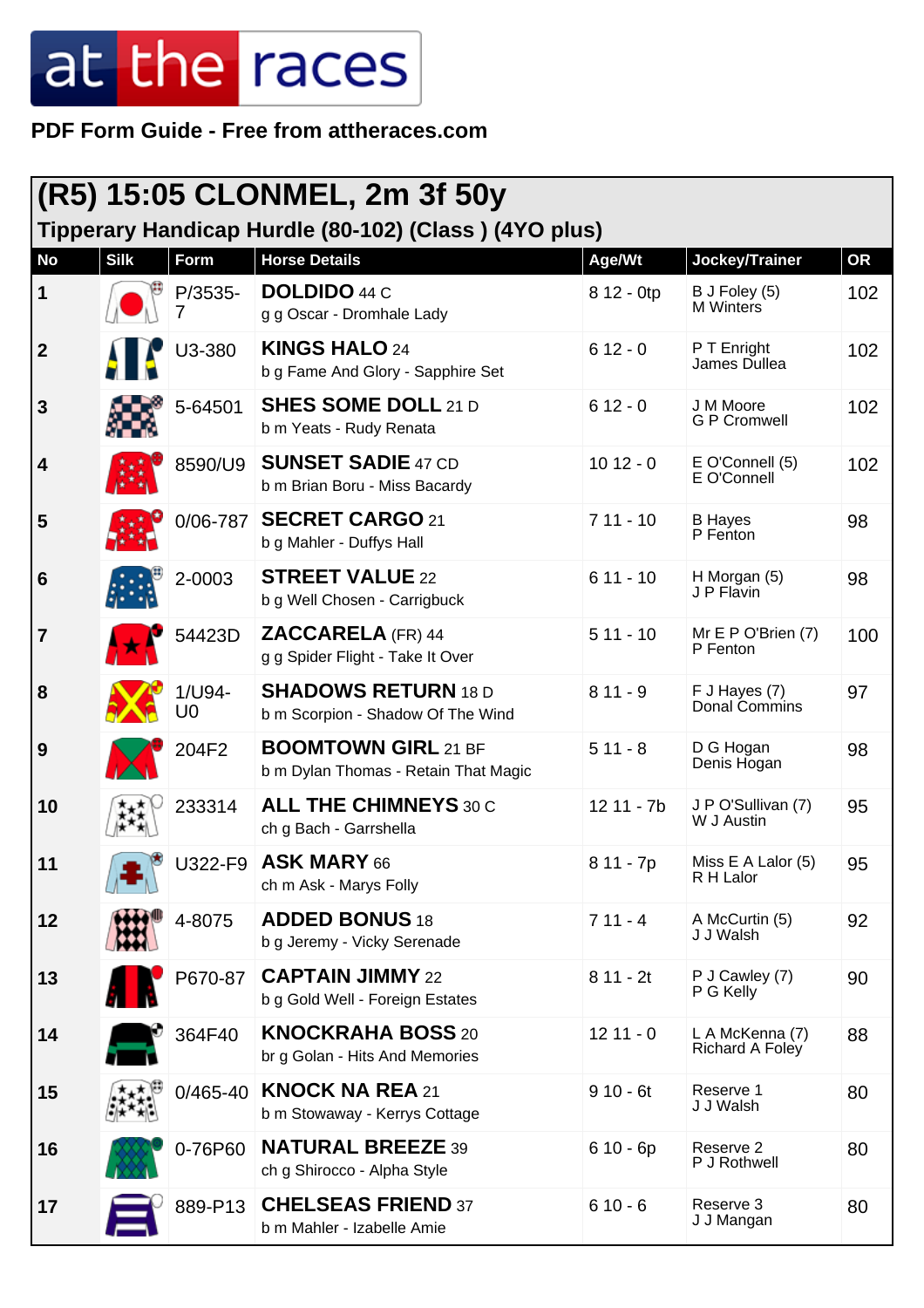# at the races

**PDF Form Guide - Free from attheraces.com**

## (R5) 15:05 CLONMEL, 2m 3f 50y

### Tipperary Handicap Hurdle (80-102) (Class ) (4YO plus)

| No | Silk | Form | Horse Details | Age/Wt | Jockey/Trainer | OR |
|---|---|---|---|---|---|---|
| 1 | | P/3535-7 | **DOLDIDO** 44 C<br>g g Oscar - Dromhale Lady | 8 12 - 0tp | B J Foley (5)<br>M Winters | 102 |
| 2 | | U3-380 | **KINGS HALO** 24<br>b g Fame And Glory - Sapphire Set | 6 12 - 0 | P T Enright<br>James Dullea | 102 |
| 3 | | 5-64501 | **SHES SOME DOLL** 21 D<br>b m Yeats - Rudy Renata | 6 12 - 0 | J M Moore<br>G P Cromwell | 102 |
| 4 | | 8590/U9 | **SUNSET SADIE** 47 CD<br>b m Brian Boru - Miss Bacardy | 10 12 - 0 | E O'Connell (5)<br>E O'Connell | 102 |
| 5 | | 0/06-787 | **SECRET CARGO** 21<br>b g Mahler - Duffys Hall | 7 11 - 10 | B Hayes<br>P Fenton | 98 |
| 6 | | 2-0003 | **STREET VALUE** 22<br>b g Well Chosen - Carrigbuck | 6 11 - 10 | H Morgan (5)<br>J P Flavin | 98 |
| 7 | | 54423D | **ZACCARELA** (FR) 44<br>g g Spider Flight - Take It Over | 5 11 - 10 | Mr E P O'Brien (7)<br>P Fenton | 100 |
| 8 | | 1/U94-U0 | **SHADOWS RETURN** 18 D<br>b m Scorpion - Shadow Of The Wind | 8 11 - 9 | F J Hayes (7)<br>Donal Commins | 97 |
| 9 | | 204F2 | **BOOMTOWN GIRL** 21 BF<br>b m Dylan Thomas - Retain That Magic | 5 11 - 8 | D G Hogan<br>Denis Hogan | 98 |
| 10 | | 233314 | **ALL THE CHIMNEYS** 30 C<br>ch g Bach - Garrshella | 12 11 - 7b | J P O'Sullivan (7)<br>W J Austin | 95 |
| 11 | | U322-F9 | **ASK MARY** 66<br>ch m Ask - Marys Folly | 8 11 - 7p | Miss E A Lalor (5)<br>R H Lalor | 95 |
| 12 | | 4-8075 | **ADDED BONUS** 18<br>b g Jeremy - Vicky Serenade | 7 11 - 4 | A McCurtin (5)<br>J J Walsh | 92 |
| 13 | | P670-87 | **CAPTAIN JIMMY** 22<br>b g Gold Well - Foreign Estates | 8 11 - 2t | P J Cawley (7)<br>P G Kelly | 90 |
| 14 | | 364F40 | **KNOCKRAHA BOSS** 20<br>br g Golan - Hits And Memories | 12 11 - 0 | L A McKenna (7)<br>Richard A Foley | 88 |
| 15 | | 0/465-40 | **KNOCK NA REA** 21<br>b m Stowaway - Kerrys Cottage | 9 10 - 6t | Reserve 1<br>J J Walsh | 80 |
| 16 | | 0-76P60 | **NATURAL BREEZE** 39<br>ch g Shirocco - Alpha Style | 6 10 - 6p | Reserve 2<br>P J Rothwell | 80 |
| 17 | | 889-P13 | **CHELSEAS FRIEND** 37<br>b m Mahler - Izabelle Amie | 6 10 - 6 | Reserve 3<br>J J Mangan | 80 |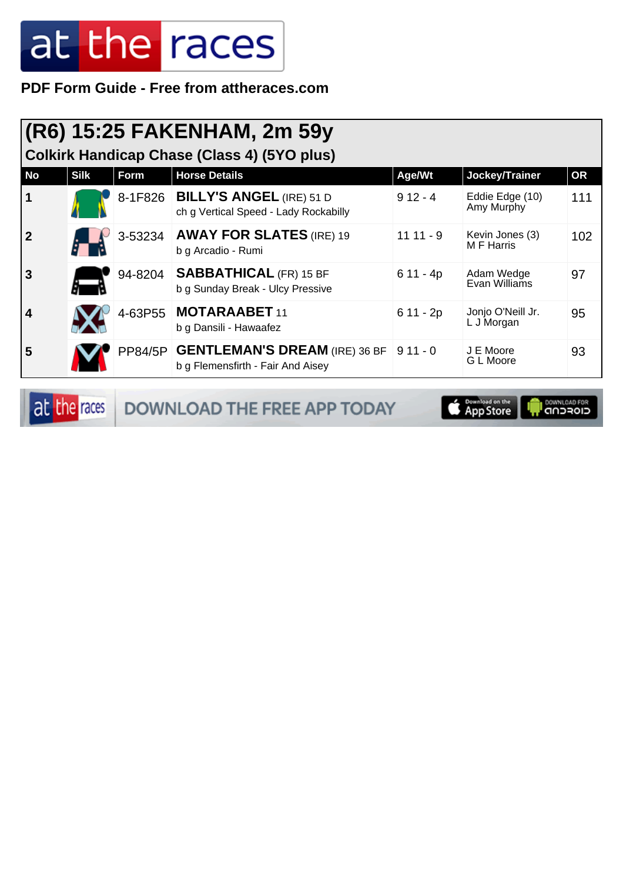at the races

**PDF Form Guide - Free from attheraces.com**

## (R6) 15:25 FAKENHAM, 2m 59y

### Colkirk Handicap Chase (Class 4) (5YO plus)

| No | Silk | Form | Horse Details | Age/Wt | Jockey/Trainer | OR |
|---|---|---|---|---|---|---|
| 1 | | 8-1F826 | **BILLY'S ANGEL** (IRE) 51 D<br>ch g Vertical Speed - Lady Rockabilly | 9 12 - 4 | Eddie Edge (10)<br>Amy Murphy | 111 |
| 2 | | 3-53234 | **AWAY FOR SLATES** (IRE) 19<br>b g Arcadio - Rumi | 11 11 - 9 | Kevin Jones (3)<br>M F Harris | 102 |
| 3 | | 94-8204 | **SABBATHICAL** (FR) 15 BF<br>b g Sunday Break - Ulcy Pressive | 6 11 - 4p | Adam Wedge<br>Evan Williams | 97 |
| 4 | | 4-63P55 | **MOTARAABET** 11<br>b g Dansili - Hawaafez | 6 11 - 2p | Jonjo O'Neill Jr.<br>L J Morgan | 95 |
| 5 | | PP84/5P | **GENTLEMAN'S DREAM** (IRE) 36 BF<br>b g Flemensfirth - Fair And Aisey | 9 11 - 0 | J E Moore<br>G L Moore | 93 |

DOWNLOAD THE FREE APP TODAY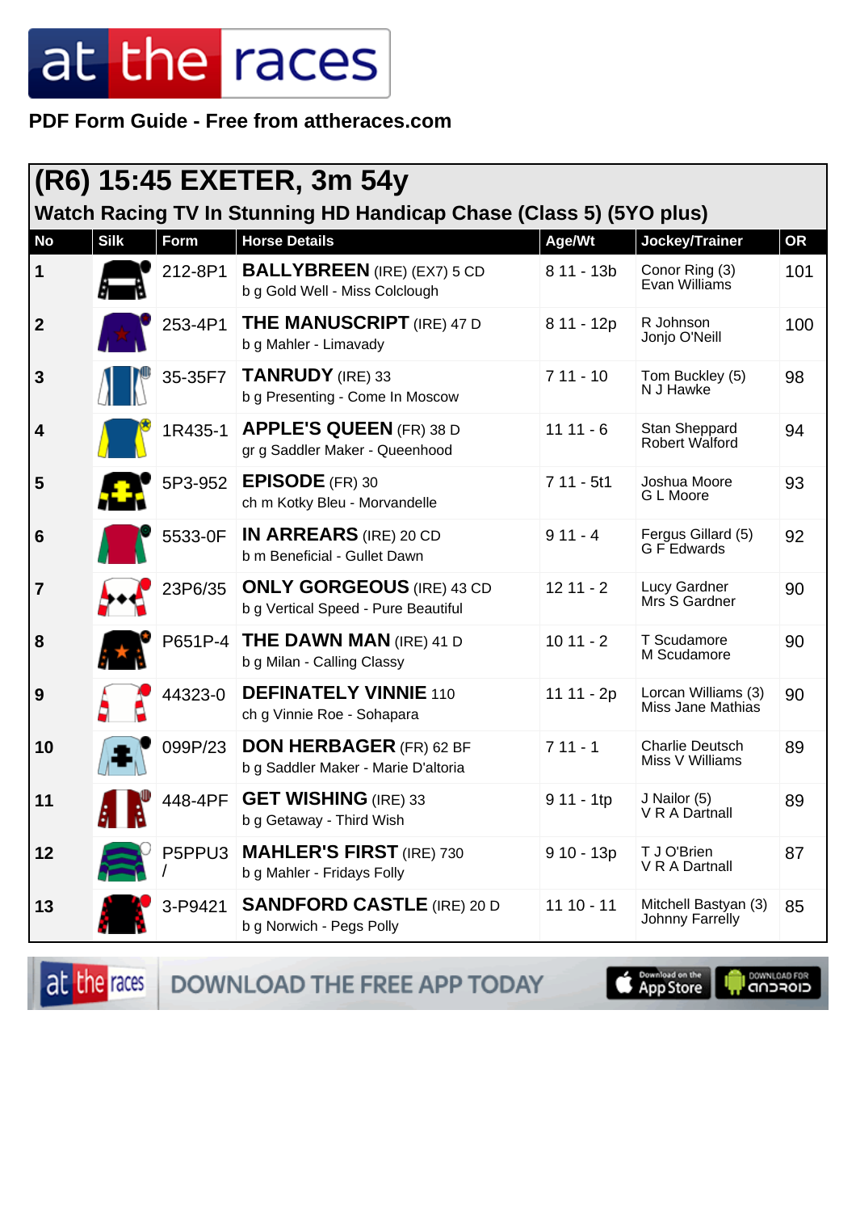PDF Form Guide - Free from attheraces.com

## (R6) 15:45 EXETER, 3m 54y

### Watch Racing TV In Stunning HD Handicap Chase (Class 5) (5YO plus)

| No | Silk | Form | Horse Details | Age/Wt | Jockey/Trainer | OR |
|---|---|---|---|---|---|---|
| 1 | | 212-8P1 | **BALLYBREEN** (IRE) (EX7) 5 CD<br>b g Gold Well - Miss Colclough | 8 11 - 13b | Conor Ring (3)<br>Evan Williams | 101 |
| 2 | | 253-4P1 | **THE MANUSCRIPT** (IRE) 47 D<br>b g Mahler - Limavady | 8 11 - 12p | R Johnson<br>Jonjo O'Neill | 100 |
| 3 | | 35-35F7 | **TANRUDY** (IRE) 33<br>b g Presenting - Come In Moscow | 7 11 - 10 | Tom Buckley (5)<br>N J Hawke | 98 |
| 4 | | 1R435-1 | **APPLE'S QUEEN** (FR) 38 D<br>gr g Saddler Maker - Queenhood | 11 11 - 6 | Stan Sheppard<br>Robert Walford | 94 |
| 5 | | 5P3-952 | **EPISODE** (FR) 30<br>ch m Kotky Bleu - Morvandelle | 7 11 - 5t1 | Joshua Moore<br>G L Moore | 93 |
| 6 | | 5533-0F | **IN ARREARS** (IRE) 20 CD<br>b m Beneficial - Gullet Dawn | 9 11 - 4 | Fergus Gillard (5)<br>G F Edwards | 92 |
| 7 | | 23P6/35 | **ONLY GORGEOUS** (IRE) 43 CD<br>b g Vertical Speed - Pure Beautiful | 12 11 - 2 | Lucy Gardner<br>Mrs S Gardner | 90 |
| 8 | | P651P-4 | **THE DAWN MAN** (IRE) 41 D<br>b g Milan - Calling Classy | 10 11 - 2 | T Scudamore<br>M Scudamore | 90 |
| 9 | | 44323-0 | **DEFINATELY VINNIE** 110<br>ch g Vinnie Roe - Sohapara | 11 11 - 2p | Lorcan Williams (3)<br>Miss Jane Mathias | 90 |
| 10 | | 099P/23 | **DON HERBAGER** (FR) 62 BF<br>b g Saddler Maker - Marie D'altoria | 7 11 - 1 | Charlie Deutsch<br>Miss V Williams | 89 |
| 11 | | 448-4PF | **GET WISHING** (IRE) 33<br>b g Getaway - Third Wish | 9 11 - 1tp | J Nailor (5)<br>V R A Dartnall | 89 |
| 12 | | P5PPU3/ | **MAHLER'S FIRST** (IRE) 730<br>b g Mahler - Fridays Folly | 9 10 - 13p | T J O'Brien<br>V R A Dartnall | 87 |
| 13 | | 3-P9421 | **SANDFORD CASTLE** (IRE) 20 D<br>b g Norwich - Pegs Polly | 11 10 - 11 | Mitchell Bastyan (3)<br>Johnny Farrelly | 85 |

DOWNLOAD THE FREE APP TODAY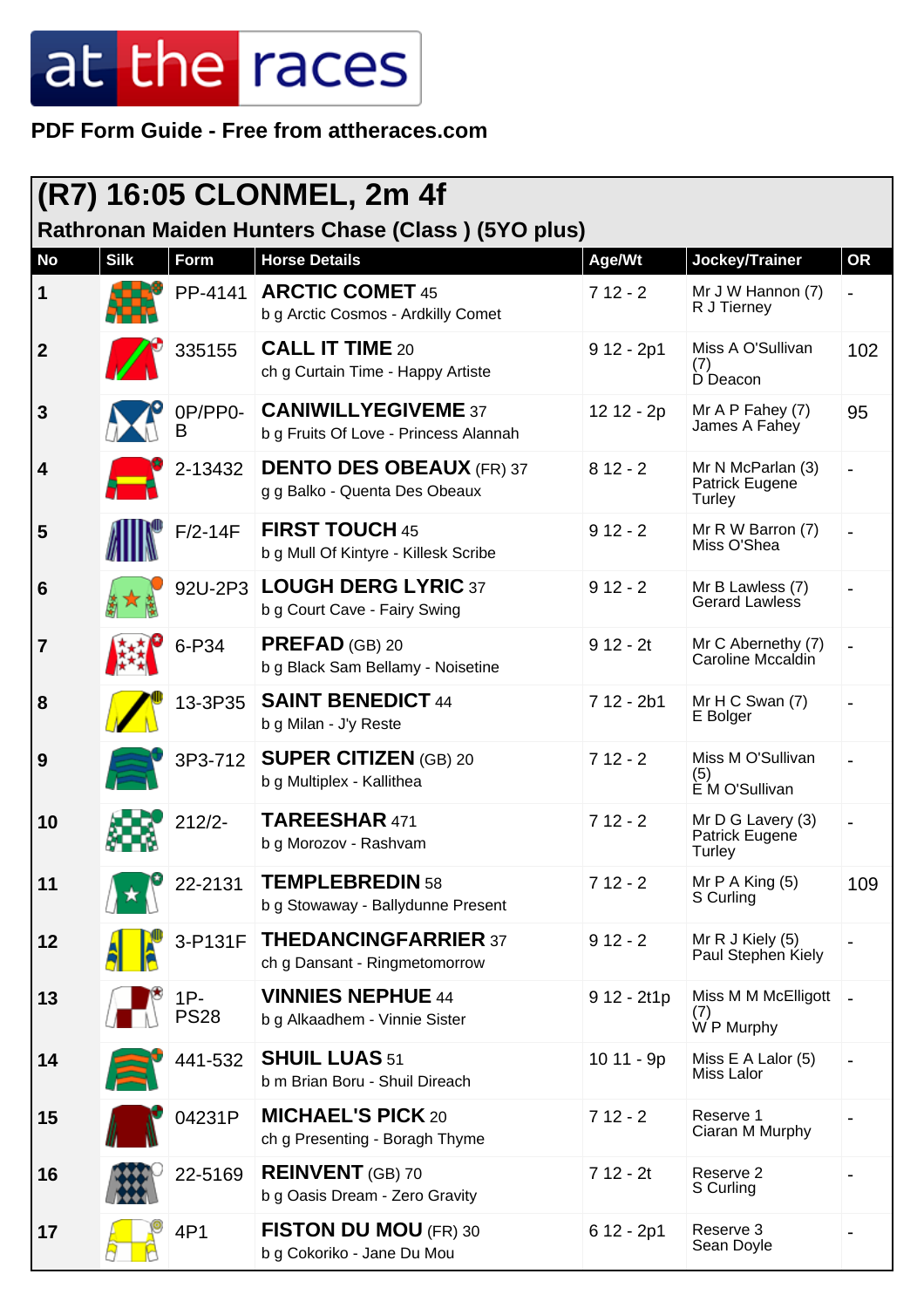at the races

**PDF Form Guide - Free from attheraces.com**

## (R7) 16:05 CLONMEL, 2m 4f

### Rathronan Maiden Hunters Chase (Class ) (5YO plus)

| No | Silk | Form | Horse Details | Age/Wt | Jockey/Trainer | OR |
|---|---|---|---|---|---|---|
| 1 | | PP-4141 | **ARCTIC COMET** 45<br>b g Arctic Cosmos - Ardkilly Comet | 7 12 - 2 | Mr J W Hannon (7)<br>R J Tierney | - |
| 2 | | 335155 | **CALL IT TIME** 20<br>ch g Curtain Time - Happy Artiste | 9 12 - 2p1 | Miss A O'Sullivan (7)<br>D Deacon | 102 |
| 3 | | 0P/PP0-B | **CANIWILLYEGIVEME** 37<br>b g Fruits Of Love - Princess Alannah | 12 12 - 2p | Mr A P Fahey (7)<br>James A Fahey | 95 |
| 4 | | 2-13432 | **DENTO DES OBEAUX** (FR) 37<br>g g Balko - Quenta Des Obeaux | 8 12 - 2 | Mr N McParlan (3)<br>Patrick Eugene Turley | - |
| 5 | | F/2-14F | **FIRST TOUCH** 45<br>b g Mull Of Kintyre - Killesk Scribe | 9 12 - 2 | Mr R W Barron (7)<br>Miss O'Shea | - |
| 6 | | 92U-2P3 | **LOUGH DERG LYRIC** 37<br>b g Court Cave - Fairy Swing | 9 12 - 2 | Mr B Lawless (7)<br>Gerard Lawless | - |
| 7 | | 6-P34 | **PREFAD** (GB) 20<br>b g Black Sam Bellamy - Noiseline | 9 12 - 2t | Mr C Abernethy (7)<br>Caroline Mccaldin | - |
| 8 | | 13-3P35 | **SAINT BENEDICT** 44<br>b g Milan - J'y Reste | 7 12 - 2b1 | Mr H C Swan (7)<br>E Bolger | - |
| 9 | | 3P3-712 | **SUPER CITIZEN** (GB) 20<br>b g Multiplex - Kallithea | 7 12 - 2 | Miss M O'Sullivan (5)<br>E M O'Sullivan | - |
| 10 | | 212/2- | **TAREESHAR** 471<br>b g Morozov - Rashvam | 7 12 - 2 | Mr D G Lavery (3)<br>Patrick Eugene Turley | - |
| 11 | | 22-2131 | **TEMPLEBREDIN** 58<br>b g Stowaway - Ballydunne Present | 7 12 - 2 | Mr P A King (5)<br>S Curling | 109 |
| 12 | | 3-P131F | **THEDANCINGFARRIER** 37<br>ch g Dansant - Ringmetomorrow | 9 12 - 2 | Mr R J Kiely (5)<br>Paul Stephen Kiely | - |
| 13 | | 1P-PS28 | **VINNIES NEPHUE** 44<br>b g Alkaadhem - Vinnie Sister | 9 12 - 2t1p | Miss M M McElligott (7)<br>W P Murphy | - |
| 14 | | 441-532 | **SHUIL LUAS** 51<br>b m Brian Boru - Shuil Direach | 10 11 - 9p | Miss E A Lalor (5)<br>Miss Lalor | - |
| 15 | | 04231P | **MICHAEL'S PICK** 20<br>ch g Presenting - Boragh Thyme | 7 12 - 2 | Reserve 1<br>Ciaran M Murphy | - |
| 16 | | 22-5169 | **REINVENT** (GB) 70<br>b g Oasis Dream - Zero Gravity | 7 12 - 2t | Reserve 2<br>S Curling | - |
| 17 | | 4P1 | **FISTON DU MOU** (FR) 30<br>b g Cokoriko - Jane Du Mou | 6 12 - 2p1 | Reserve 3<br>Sean Doyle | - |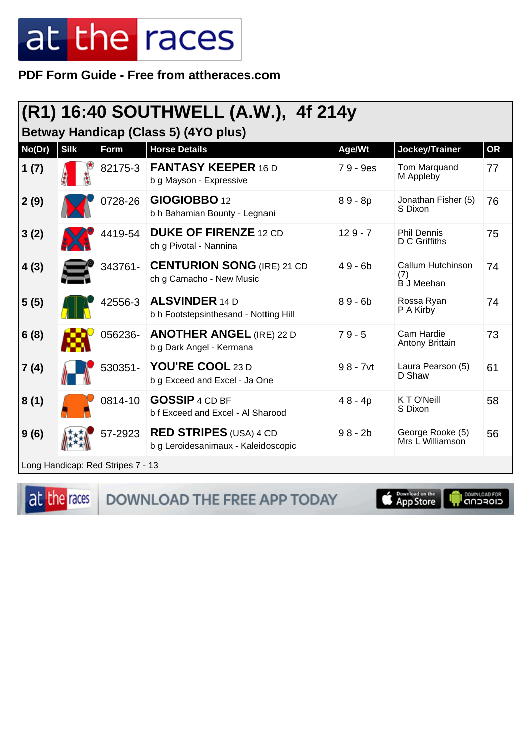**PDF Form Guide - Free from attheraces.com**

## (R1) 16:40 SOUTHWELL (A.W.), 4f 214y

### Betway Handicap (Class 5) (4YO plus)

| No(Dr) | Silk | Form | Horse Details | Age/Wt | Jockey/Trainer | OR |
|---|---|---|---|---|---|---|
| 1 (7) | | 82175-3 | **FANTASY KEEPER** 16 D<br>b g Mayson - Expressive | 7 9 - 9es | Tom Marquand<br>M Appleby | 77 |
| 2 (9) | | 0728-26 | **GIOGIOBBO** 12<br>b h Bahamian Bounty - Legnani | 8 9 - 8p | Jonathan Fisher (5)<br>S Dixon | 76 |
| 3 (2) | | 4419-54 | **DUKE OF FIRENZE** 12 CD<br>ch g Pivotal - Nannina | 12 9 - 7 | Phil Dennis<br>D C Griffiths | 75 |
| 4 (3) | | 343761- | **CENTURION SONG** (IRE) 21 CD<br>ch g Camacho - New Music | 4 9 - 6b | Callum Hutchinson (7)<br>B J Meehan | 74 |
| 5 (5) | | 42556-3 | **ALSVINDER** 14 D<br>b h Footstepsinthesand - Notting Hill | 8 9 - 6b | Rossa Ryan<br>P A Kirby | 74 |
| 6 (8) | | 056236- | **ANOTHER ANGEL** (IRE) 22 D<br>b g Dark Angel - Kermana | 7 9 - 5 | Cam Hardie<br>Antony Brittain | 73 |
| 7 (4) | | 530351- | **YOU'RE COOL** 23 D<br>b g Exceed and Excel - Ja One | 9 8 - 7vt | Laura Pearson (5)<br>D Shaw | 61 |
| 8 (1) | | 0814-10 | **GOSSIP** 4 CD BF<br>b f Exceed and Excel - Al Sharood | 4 8 - 4p | K T O'Neill<br>S Dixon | 58 |
| 9 (6) | | 57-2923 | **RED STRIPES** (USA) 4 CD<br>b g Leroidesanimaux - Kaleidoscopic | 9 8 - 2b | George Rooke (5)<br>Mrs L Williamson | 56 |

Long Handicap: Red Stripes 7 - 13

DOWNLOAD THE FREE APP TODAY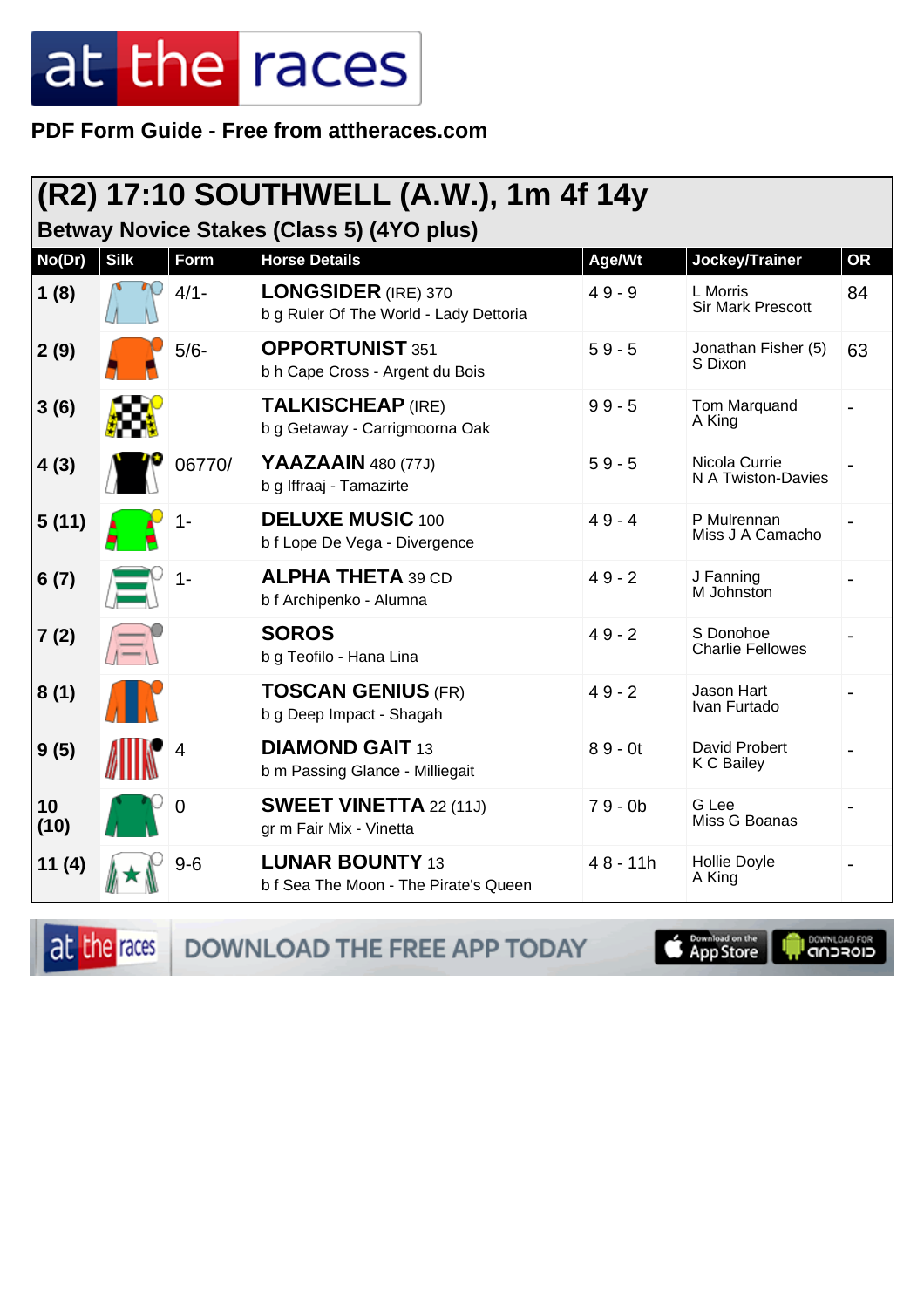PDF Form Guide - Free from attheraces.com

## (R2) 17:10 SOUTHWELL (A.W.), 1m 4f 14y

### Betway Novice Stakes (Class 5) (4YO plus)

| No(Dr) | Silk | Form | Horse Details | Age/Wt | Jockey/Trainer | OR |
|---|---|---|---|---|---|---|
| 1 (8) | | 4/1- | **LONGSIDER** (IRE) 370<br>b g Ruler Of The World - Lady Dettoria | 4 9 - 9 | L Morris<br>Sir Mark Prescott | 84 |
| 2 (9) | | 5/6- | **OPPORTUNIST** 351<br>b h Cape Cross - Argent du Bois | 5 9 - 5 | Jonathan Fisher (5)<br>S Dixon | 63 |
| 3 (6) | | | **TALKISCHEAP** (IRE)<br>b g Getaway - Carrigmoorna Oak | 9 9 - 5 | Tom Marquand<br>A King | - |
| 4 (3) | | 06770/ | **YAAZAAIN** 480 (77J)<br>b g Iffraaj - Tamazirte | 5 9 - 5 | Nicola Currie<br>N A Twiston-Davies | - |
| 5 (11) | | 1- | **DELUXE MUSIC** 100<br>b f Lope De Vega - Divergence | 4 9 - 4 | P Mulrennan<br>Miss J A Camacho | - |
| 6 (7) | | 1- | **ALPHA THETA** 39 CD<br>b f Archipenko - Alumna | 4 9 - 2 | J Fanning<br>M Johnston | - |
| 7 (2) | | | **SOROS**<br>b g Teofilo - Hana Lina | 4 9 - 2 | S Donohoe<br>Charlie Fellowes | - |
| 8 (1) | | | **TOSCAN GENIUS** (FR)<br>b g Deep Impact - Shagah | 4 9 - 2 | Jason Hart<br>Ivan Furtado | - |
| 9 (5) | | 4 | **DIAMOND GAIT** 13<br>b m Passing Glance - Milliegait | 8 9 - 0t | David Probert<br>K C Bailey | - |
| 10 (10) | | 0 | **SWEET VINETTA** 22 (11J)<br>gr m Fair Mix - Vinetta | 7 9 - 0b | G Lee<br>Miss G Boanas | - |
| 11 (4) | | 9-6 | **LUNAR BOUNTY** 13<br>b f Sea The Moon - The Pirate's Queen | 4 8 - 11h | Hollie Doyle<br>A King | - |

DOWNLOAD THE FREE APP TODAY